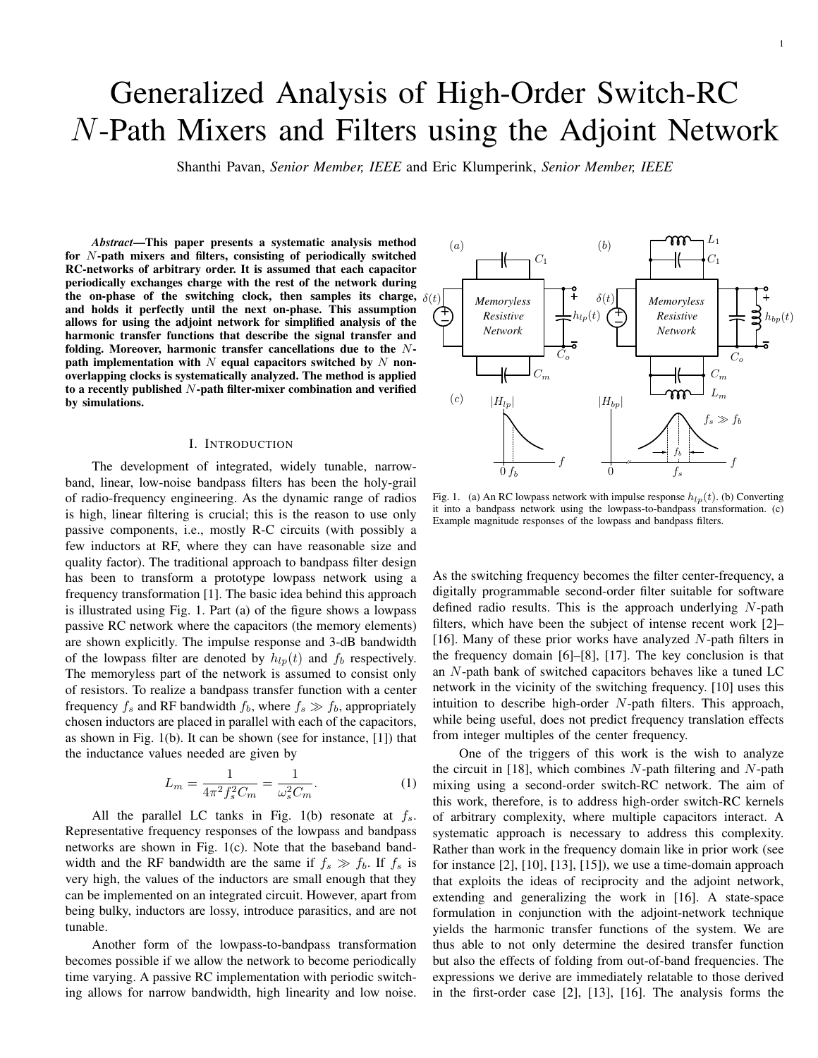# Generalized Analysis of High-Order Switch-RC $N$-Path Mixers and Filters using the Adjoint Network

Shanthi Pavan, *Senior Member, IEEE* and Eric Klumperink, *Senior Member, IEEE*

***Abstract*—This paper presents a systematic analysis method for $N$-path mixers and filters, consisting of periodically switched RC-networks of arbitrary order. It is assumed that each capacitor periodically exchanges charge with the rest of the network during the on-phase of the switching clock, then samples its charge, and holds it perfectly until the next on-phase. This assumption allows for using the adjoint network for simplified analysis of the harmonic transfer functions that describe the signal transfer and folding. Moreover, harmonic transfer cancellations due to the $N$-path implementation with $N$ equal capacitors switched by $N$ non-overlapping clocks is systematically analyzed. The method is applied to a recently published $N$-path filter-mixer combination and verified by simulations.**

## I. Introduction

The development of integrated, widely tunable, narrow-band, linear, low-noise bandpass filters has been the holy-grail of radio-frequency engineering. As the dynamic range of radios is high, linear filtering is crucial; this is the reason to use only passive components, i.e., mostly R-C circuits (with possibly a few inductors at RF, where they can have reasonable size and quality factor). The traditional approach to bandpass filter design has been to transform a prototype lowpass network using a frequency transformation [1]. The basic idea behind this approach is illustrated using Fig. 1. Part (a) of the figure shows a lowpass passive RC network where the capacitors (the memory elements) are shown explicitly. The impulse response and 3-dB bandwidth of the lowpass filter are denoted by $h_{lp}(t)$ and $f_b$ respectively. The memoryless part of the network is assumed to consist only of resistors. To realize a bandpass transfer function with a center frequency $f_s$ and RF bandwidth $f_b$, where $f_s \gg f_b$, appropriately chosen inductors are placed in parallel with each of the capacitors, as shown in Fig. 1(b). It can be shown (see for instance, [1]) that the inductance values needed are given by

$$L_m = \frac{1}{4\pi^2 f_s^2 C_m} = \frac{1}{\omega_s^2 C_m}. \tag{1}$$

All the parallel LC tanks in Fig. 1(b) resonate at $f_s$. Representative frequency responses of the lowpass and bandpass networks are shown in Fig. 1(c). Note that the baseband bandwidth and the RF bandwidth are the same if $f_s \gg f_b$. If $f_s$ is very high, the values of the inductors are small enough that they can be implemented on an integrated circuit. However, apart from being bulky, inductors are lossy, introduce parasitics, and are not tunable.

Another form of the lowpass-to-bandpass transformation becomes possible if we allow the network to become periodically time varying. A passive RC implementation with periodic switching allows for narrow bandwidth, high linearity and low noise.

Fig. 1. (a) An RC lowpass network with impulse response $h_{lp}(t)$. (b) Converting it into a bandpass network using the lowpass-to-bandpass transformation. (c) Example magnitude responses of the lowpass and bandpass filters.

As the switching frequency becomes the filter center-frequency, a digitally programmable second-order filter suitable for software defined radio results. This is the approach underlying $N$-path filters, which have been the subject of intense recent work [2]–[16]. Many of these prior works have analyzed $N$-path filters in the frequency domain [6]–[8], [17]. The key conclusion is that an $N$-path bank of switched capacitors behaves like a tuned LC network in the vicinity of the switching frequency. [10] uses this intuition to describe high-order $N$-path filters. This approach, while being useful, does not predict frequency translation effects from integer multiples of the center frequency.

One of the triggers of this work is the wish to analyze the circuit in [18], which combines $N$-path filtering and $N$-path mixing using a second-order switch-RC network. The aim of this work, therefore, is to address high-order switch-RC kernels of arbitrary complexity, where multiple capacitors interact. A systematic approach is necessary to address this complexity. Rather than work in the frequency domain like in prior work (see for instance [2], [10], [13], [15]), we use a time-domain approach that exploits the ideas of reciprocity and the adjoint network, extending and generalizing the work in [16]. A state-space formulation in conjunction with the adjoint-network technique yields the harmonic transfer functions of the system. We are thus able to not only determine the desired transfer function but also the effects of folding from out-of-band frequencies. The expressions we derive are immediately relatable to those derived in the first-order case [2], [13], [16]. The analysis forms the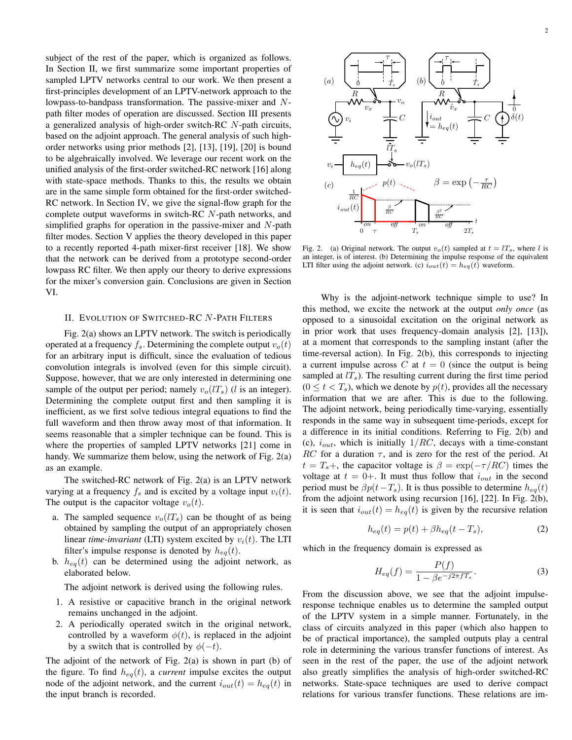subject of the rest of the paper, which is organized as follows. In Section II, we first summarize some important properties of sampled LPTV networks central to our work. We then present a first-principles development of an LPTV-network approach to the lowpass-to-bandpass transformation. The passive-mixer and $N$-path filter modes of operation are discussed. Section III presents a generalized analysis of high-order switch-RC $N$-path circuits, based on the adjoint approach. The general analysis of such high-order networks using prior methods [2], [13], [19], [20] is bound to be algebraically involved. We leverage our recent work on the unified analysis of the first-order switched-RC network [16] along with state-space methods. Thanks to this, the results we obtain are in the same simple form obtained for the first-order switched-RC network. In Section IV, we give the signal-flow graph for the complete output waveforms in switch-RC $N$-path networks, and simplified graphs for operation in the passive-mixer and $N$-path filter modes. Section V applies the theory developed in this paper to a recently reported 4-path mixer-first receiver [18]. We show that the network can be derived from a prototype second-order lowpass RC filter. We then apply our theory to derive expressions for the mixer's conversion gain. Conclusions are given in Section VI.

## II. Evolution of Switched-RC $N$-Path Filters

Fig. 2(a) shows an LPTV network. The switch is periodically operated at a frequency $f_s$. Determining the complete output $v_o(t)$ for an arbitrary input is difficult, since the evaluation of tedious convolution integrals is involved (even for this simple circuit). Suppose, however, that we are only interested in determining one sample of the output per period; namely $v_o(lT_s)$ ($l$ is an integer). Determining the complete output first and then sampling it is inefficient, as we first solve tedious integral equations to find the full waveform and then throw away most of that information. It seems reasonable that a simpler technique can be found. This is where the properties of sampled LPTV networks [21] come in handy. We summarize them below, using the network of Fig. 2(a) as an example.

The switched-RC network of Fig. 2(a) is an LPTV network varying at a frequency $f_s$ and is excited by a voltage input $v_i(t)$. The output is the capacitor voltage $v_o(t)$.

a. The sampled sequence $v_o(lT_s)$ can be thought of as being obtained by sampling the output of an appropriately chosen linear *time-invariant* (LTI) system excited by $v_i(t)$. The LTI filter's impulse response is denoted by $h_{eq}(t)$.
b. $h_{eq}(t)$ can be determined using the adjoint network, as elaborated below.

The adjoint network is derived using the following rules.

1. A resistive or capacitive branch in the original network remains unchanged in the adjoint.
2. A periodically operated switch in the original network, controlled by a waveform $\phi(t)$, is replaced in the adjoint by a switch that is controlled by $\phi(-t)$.

The adjoint of the network of Fig. 2(a) is shown in part (b) of the figure. To find $h_{eq}(t)$, a *current* impulse excites the output node of the adjoint network, and the current $i_{out}(t) = h_{eq}(t)$ in the input branch is recorded.

Fig. 2. (a) Original network. The output $v_o(t)$ sampled at $t = lT_s$, where $l$ is an integer, is of interest. (b) Determining the impulse response of the equivalent LTI filter using the adjoint network. (c) $i_{out}(t) = h_{eq}(t)$ waveform.

Why is the adjoint-network technique simple to use? In this method, we excite the network at the output *only once* (as opposed to a sinusoidal excitation on the original network as in prior work that uses frequency-domain analysis [2], [13]), at a moment that corresponds to the sampling instant (after the time-reversal action). In Fig. 2(b), this corresponds to injecting a current impulse across $C$ at $t = 0$ (since the output is being sampled at $lT_s$). The resulting current during the first time period ($0 \le t < T_s$), which we denote by $p(t)$, provides all the necessary information that we are after. This is due to the following. The adjoint network, being periodically time-varying, essentially responds in the same way in subsequent time-periods, except for a difference in its initial conditions. Referring to Fig. 2(b) and (c), $i_{out}$, which is initially $1/RC$, decays with a time-constant $RC$ for a duration $\tau$, and is zero for the rest of the period. At $t = T_s+$, the capacitor voltage is $\beta = \exp(-\tau/RC)$ times the voltage at $t = 0+$. It must thus follow that $i_{out}$ in the second period must be $\beta p(t - T_s)$. It is thus possible to determine $h_{eq}(t)$ from the adjoint network using recursion [16], [22]. In Fig. 2(b), it is seen that $i_{out}(t) = h_{eq}(t)$ is given by the recursive relation

$$h_{eq}(t) = p(t) + \beta h_{eq}(t - T_s), \tag{2}$$

which in the frequency domain is expressed as

$$H_{eq}(f) = \frac{P(f)}{1 - \beta e^{-j2\pi f T_s}}. \tag{3}$$

From the discussion above, we see that the adjoint impulse-response technique enables us to determine the sampled output of the LPTV system in a simple manner. Fortunately, in the class of circuits analyzed in this paper (which also happen to be of practical importance), the sampled outputs play a central role in determining the various transfer functions of interest. As seen in the rest of the paper, the use of the adjoint network also greatly simplifies the analysis of high-order switched-RC networks. State-space techniques are used to derive compact relations for various transfer functions. These relations are im-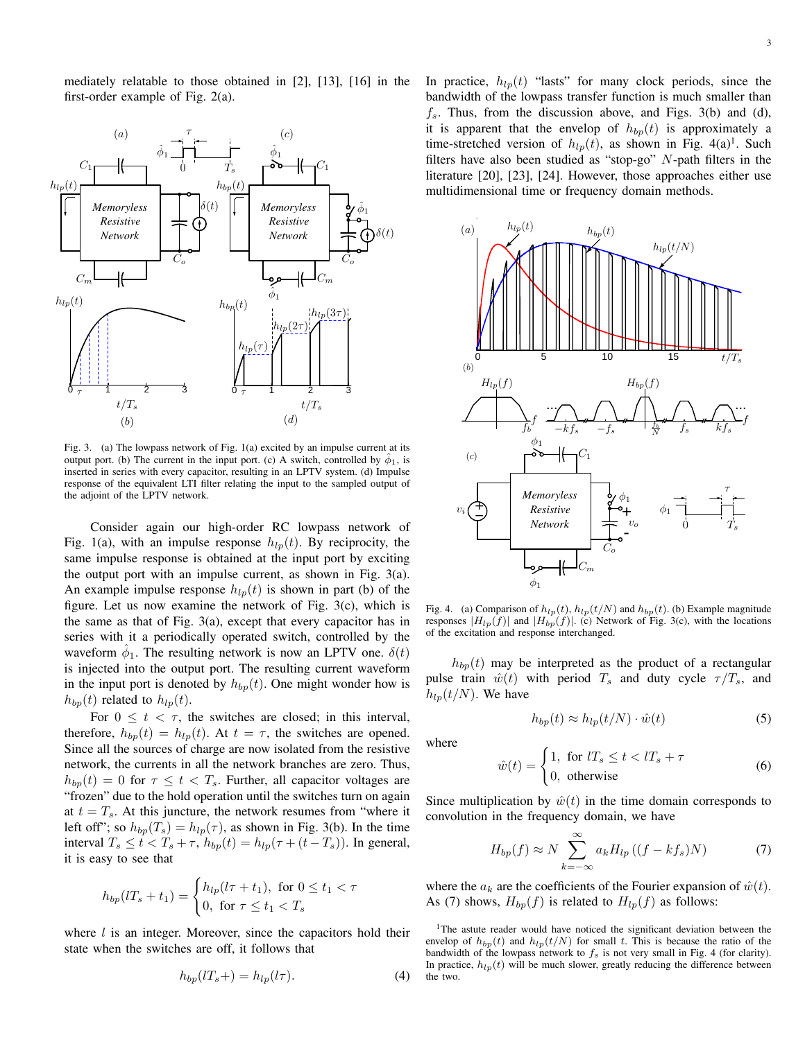mediately relatable to those obtained in [2], [13], [16] in the first-order example of Fig. 2(a).

Fig. 3. (a) The lowpass network of Fig. 1(a) excited by an impulse current at its output port. (b) The current in the input port. (c) A switch, controlled by $\hat{\phi}_1$, is inserted in series with every capacitor, resulting in an LPTV system. (d) Impulse response of the equivalent LTI filter relating the input to the sampled output of the adjoint of the LPTV network.

Consider again our high-order RC lowpass network of Fig. 1(a), with an impulse response $h_{lp}(t)$. By reciprocity, the same impulse response is obtained at the input port by exciting the output port with an impulse current, as shown in Fig. 3(a). An example impulse response $h_{lp}(t)$ is shown in part (b) of the figure. Let us now examine the network of Fig. 3(c), which is the same as that of Fig. 3(a), except that every capacitor has in series with it a periodically operated switch, controlled by the waveform $\hat{\phi}_1$. The resulting network is now an LPTV one. $\delta(t)$ is injected into the output port. The resulting current waveform in the input port is denoted by $h_{bp}(t)$. One might wonder how is $h_{bp}(t)$ related to $h_{lp}(t)$.

For $0 \leq t < \tau$, the switches are closed; in this interval, therefore, $h_{bp}(t) = h_{lp}(t)$. At $t = \tau$, the switches are opened. Since all the sources of charge are now isolated from the resistive network, the currents in all the network branches are zero. Thus, $h_{bp}(t) = 0$ for $\tau \leq t < T_s$. Further, all capacitor voltages are "frozen" due to the hold operation until the switches turn on again at $t = T_s$. At this juncture, the network resumes from "where it left off"; so $h_{bp}(T_s) = h_{lp}(\tau)$, as shown in Fig. 3(b). In the time interval $T_s \leq t < T_s + \tau$, $h_{bp}(t) = h_{lp}(\tau + (t - T_s))$. In general, it is easy to see that

$$h_{bp}(lT_s + t_1) = \begin{cases} h_{lp}(l\tau + t_1), & \text{for } 0 \leq t_1 < \tau \\ 0, & \text{for } \tau \leq t_1 < T_s \end{cases}$$

where $l$ is an integer. Moreover, since the capacitors hold their state when the switches are off, it follows that

$$h_{bp}(lT_s+) = h_{lp}(l\tau). \tag{4}$$

In practice, $h_{lp}(t)$ "lasts" for many clock periods, since the bandwidth of the lowpass transfer function is much smaller than $f_s$. Thus, from the discussion above, and Figs. 3(b) and (d), it is apparent that the envelop of $h_{bp}(t)$ is approximately a time-stretched version of $h_{lp}(t)$, as shown in Fig. 4(a)[1]. Such filters have also been studied as "stop-go" $N$-path filters in the literature [20], [23], [24]. However, those approaches either use multidimensional time or frequency domain methods.

Fig. 4. (a) Comparison of $h_{lp}(t)$, $h_{lp}(t/N)$ and $h_{bp}(t)$. (b) Example magnitude responses $|H_{lp}(f)|$ and $|H_{bp}(f)|$. (c) Network of Fig. 3(c), with the locations of the excitation and response interchanged.

$h_{bp}(t)$ may be interpreted as the product of a rectangular pulse train $\hat{w}(t)$ with period $T_s$ and duty cycle $\tau/T_s$, and $h_{lp}(t/N)$. We have

$$h_{bp}(t) \approx h_{lp}(t/N) \cdot \hat{w}(t) \tag{5}$$

where

$$\hat{w}(t) = \begin{cases} 1, & \text{for } lT_s \leq t < lT_s + \tau \\ 0, & \text{otherwise} \end{cases} \tag{6}$$

Since multiplication by $\hat{w}(t)$ in the time domain corresponds to convolution in the frequency domain, we have

$$H_{bp}(f) \approx N \sum_{k=-\infty}^{\infty} a_k H_{lp}\left((f - kf_s)N\right) \tag{7}$$

where the $a_k$ are the coefficients of the Fourier expansion of $\hat{w}(t)$. As (7) shows, $H_{bp}(f)$ is related to $H_{lp}(f)$ as follows:

[1]The astute reader would have noticed the significant deviation between the envelop of $h_{bp}(t)$ and $h_{lp}(t/N)$ for small $t$. This is because the ratio of the bandwidth of the lowpass network to $f_s$ is not very small in Fig. 4 (for clarity). In practice, $h_{lp}(t)$ will be much slower, greatly reducing the difference between the two.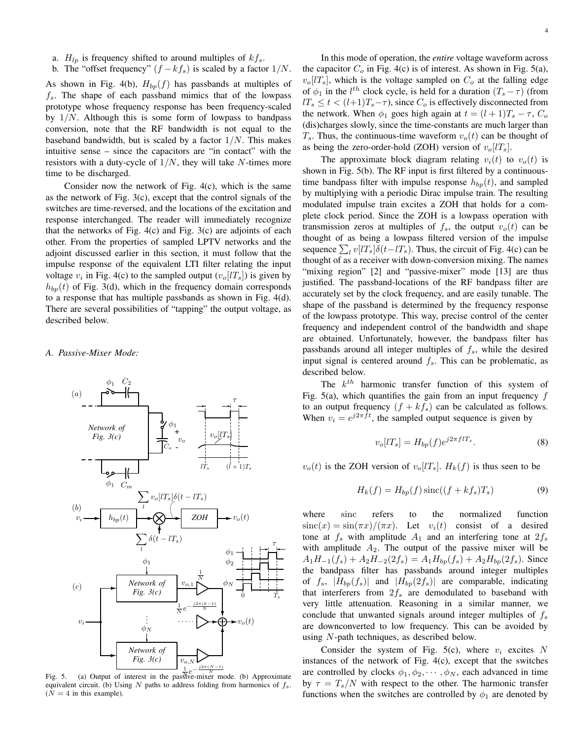a. $H_{lp}$ is frequency shifted to around multiples of $kf_s$.
b. The "offset frequency" $(f - kf_s)$ is scaled by a factor $1/N$.

As shown in Fig. 4(b), $H_{bp}(f)$ has passbands at multiples of $f_s$. The shape of each passband mimics that of the lowpass prototype whose frequency response has been frequency-scaled by $1/N$. Although this is some form of lowpass to bandpass conversion, note that the RF bandwidth is not equal to the baseband bandwidth, but is scaled by a factor $1/N$. This makes intuitive sense – since the capacitors are "in contact" with the resistors with a duty-cycle of $1/N$, they will take $N$-times more time to be discharged.

Consider now the network of Fig. 4(c), which is the same as the network of Fig. 3(c), except that the control signals of the switches are time-reversed, and the locations of the excitation and response interchanged. The reader will immediately recognize that the networks of Fig. 4(c) and Fig. 3(c) are adjoints of each other. From the properties of sampled LPTV networks and the adjoint discussed earlier in this section, it must follow that the impulse response of the equivalent LTI filter relating the input voltage $v_i$ in Fig. 4(c) to the sampled output ($v_o[lT_s]$) is given by $h_{bp}(t)$ of Fig. 3(d), which in the frequency domain corresponds to a response that has multiple passbands as shown in Fig. 4(d). There are several possibilities of "tapping" the output voltage, as described below.

### A. Passive-Mixer Mode:

Fig. 5. (a) Output of interest in the passive-mixer mode. (b) Approximate equivalent circuit. (b) Using $N$ paths to address folding from harmonics of $f_s$. ($N = 4$ in this example).

In this mode of operation, the *entire* voltage waveform across the capacitor $C_o$ in Fig. 4(c) is of interest. As shown in Fig. 5(a), $v_o[lT_s]$, which is the voltage sampled on $C_o$ at the falling edge of $\phi_1$ in the $l^{th}$ clock cycle, is held for a duration $(T_s - \tau)$ (from $lT_s \le t < (l+1)T_s - \tau$), since $C_o$ is effectively disconnected from the network. When $\phi_1$ goes high again at $t = (l+1)T_s - \tau$, $C_o$ (dis)charges slowly, since the time-constants are much larger than $T_s$. Thus, the continuous-time waveform $v_o(t)$ can be thought of as being the zero-order-hold (ZOH) version of $v_o[lT_s]$.

The approximate block diagram relating $v_i(t)$ to $v_o(t)$ is shown in Fig. 5(b). The RF input is first filtered by a continuous-time bandpass filter with impulse response $h_{bp}(t)$, and sampled by multiplying with a periodic Dirac impulse train. The resulting modulated impulse train excites a ZOH that holds for a complete clock period. Since the ZOH is a lowpass operation with transmission zeros at multiples of $f_s$, the output $v_o(t)$ can be thought of as being a lowpass filtered version of the impulse sequence $\sum_l v[lT_s]\delta(t - lT_s)$. Thus, the circuit of Fig. 4(c) can be thought of as a receiver with down-conversion mixing. The names "mixing region" [2] and "passive-mixer" mode [13] are thus justified. The passband-locations of the RF bandpass filter are accurately set by the clock frequency, and are easily tunable. The shape of the passband is determined by the frequency response of the lowpass prototype. This way, precise control of the center frequency and independent control of the bandwidth and shape are obtained. Unfortunately, however, the bandpass filter has passbands around all integer multiples of $f_s$, while the desired input signal is centered around $f_s$. This can be problematic, as described below.

The $k^{th}$ harmonic transfer function of this system of Fig. 5(a), which quantifies the gain from an input frequency $f$ to an output frequency $(f + kf_s)$ can be calculated as follows. When $v_i = e^{j2\pi f t}$, the sampled output sequence is given by

$$v_o[lT_s] = H_{bp}(f)e^{j2\pi f lT_s}. \tag{8}$$

$v_o(t)$ is the ZOH version of $v_o[lT_s]$. $H_k(f)$ is thus seen to be

$$H_k(f) = H_{bp}(f)\,\mathrm{sinc}((f + kf_s)T_s) \tag{9}$$

where sinc refers to the normalized function $\mathrm{sinc}(x) = \sin(\pi x)/(\pi x)$. Let $v_i(t)$ consist of a desired tone at $f_s$ with amplitude $A_1$ and an interfering tone at $2f_s$ with amplitude $A_2$. The output of the passive mixer will be $A_1 H_{-1}(f_s) + A_2 H_{-2}(2f_s) = A_1 H_{bp}(f_s) + A_2 H_{bp}(2f_s)$. Since the bandpass filter has passbands around integer multiples of $f_s$, $|H_{bp}(f_s)|$ and $|H_{bp}(2f_s)|$ are comparable, indicating that interferers from $2f_s$ are demodulated to baseband with very little attenuation. Reasoning in a similar manner, we conclude that unwanted signals around integer multiples of $f_s$ are downconverted to low frequency. This can be avoided by using $N$-path techniques, as described below.

Consider the system of Fig. 5(c), where $v_i$ excites $N$ instances of the network of Fig. 4(c), except that the switches are controlled by clocks $\phi_1, \phi_2, \cdots, \phi_N$, each advanced in time by $\tau = T_s/N$ with respect to the other. The harmonic transfer functions when the switches are controlled by $\phi_1$ are denoted by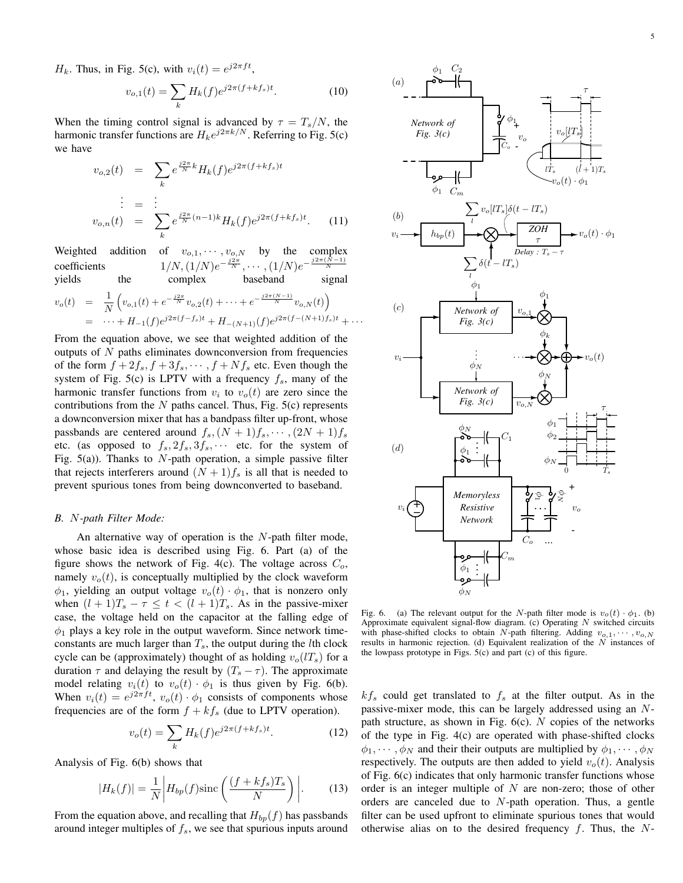$H_k$. Thus, in Fig. 5(c), with $v_i(t) = e^{j2\pi ft}$,

$$v_{o,1}(t) = \sum_k H_k(f) e^{j2\pi(f+kf_s)t}. \tag{10}$$

When the timing control signal is advanced by $\tau = T_s/N$, the harmonic transfer functions are $H_k e^{j2\pi k/N}$. Referring to Fig. 5(c) we have

$$\begin{aligned}
v_{o,2}(t) &= \sum_k e^{\frac{j2\pi}{N}k} H_k(f) e^{j2\pi(f+kf_s)t} \\
\vdots &= \vdots \\
v_{o,n}(t) &= \sum_k e^{\frac{j2\pi}{N}(n-1)k} H_k(f) e^{j2\pi(f+kf_s)t}.
\end{aligned} \tag{11}$$

Weighted addition of $v_{o,1}, \cdots, v_{o,N}$ by the complex coefficients $1/N, (1/N)e^{-\frac{j2\pi}{N}}, \cdots, (1/N)e^{-\frac{j2\pi(N-1)}{N}}$ yields the complex baseband signal

$$\begin{aligned}
v_o(t) &= \frac{1}{N}\left(v_{o,1}(t) + e^{-\frac{j2\pi}{N}}v_{o,2}(t) + \cdots + e^{-\frac{j2\pi(N-1)}{N}}v_{o,N}(t)\right) \\
&= \cdots + H_{-1}(f)e^{j2\pi(f-f_s)t} + H_{-(N+1)}(f)e^{j2\pi(f-(N+1)f_s)t} + \cdots
\end{aligned}$$

From the equation above, we see that weighted addition of the outputs of $N$ paths eliminates downconversion from frequencies of the form $f+2f_s, f+3f_s, \cdots, f+Nf_s$ etc. Even though the system of Fig. 5(c) is LPTV with a frequency $f_s$, many of the harmonic transfer functions from $v_i$ to $v_o(t)$ are zero since the contributions from the $N$ paths cancel. Thus, Fig. 5(c) represents a downconversion mixer that has a bandpass filter up-front, whose passbands are centered around $f_s, (N+1)f_s, \cdots, (2N+1)f_s$ etc. (as opposed to $f_s, 2f_s, 3f_s, \cdots$ etc. for the system of Fig. 5(a)). Thanks to $N$-path operation, a simple passive filter that rejects interferers around $(N+1)f_s$ is all that is needed to prevent spurious tones from being downconverted to baseband.

### B. $N$-path Filter Mode:

An alternative way of operation is the $N$-path filter mode, whose basic idea is described using Fig. 6. Part (a) of the figure shows the network of Fig. 4(c). The voltage across $C_o$, namely $v_o(t)$, is conceptually multiplied by the clock waveform $\phi_1$, yielding an output voltage $v_o(t)\cdot\phi_1$, that is nonzero only when $(l+1)T_s - \tau \le t < (l+1)T_s$. As in the passive-mixer case, the voltage held on the capacitor at the falling edge of $\phi_1$ plays a key role in the output waveform. Since network time-constants are much larger than $T_s$, the output during the $l$th clock cycle can be (approximately) thought of as holding $v_o(lT_s)$ for a duration $\tau$ and delaying the result by $(T_s - \tau)$. The approximate model relating $v_i(t)$ to $v_o(t)\cdot\phi_1$ is thus given by Fig. 6(b). When $v_i(t) = e^{j2\pi ft}$, $v_o(t)\cdot\phi_1$ consists of components whose frequencies are of the form $f + kf_s$ (due to LPTV operation).

$$v_o(t) = \sum_k H_k(f) e^{j2\pi(f+kf_s)t}. \tag{12}$$

Analysis of Fig. 6(b) shows that

$$|H_k(f)| = \frac{1}{N}\left| H_{bp}(f)\,\mathrm{sinc}\left(\frac{(f+kf_s)T_s}{N}\right)\right|. \tag{13}$$

From the equation above, and recalling that $H_{bp}(f)$ has passbands around integer multiples of $f_s$, we see that spurious inputs around $kf_s$ could get translated to $f_s$ at the filter output. As in the passive-mixer mode, this can be largely addressed using an $N$-path structure, as shown in Fig. 6(c). $N$ copies of the networks of the type in Fig. 4(c) are operated with phase-shifted clocks $\phi_1, \cdots, \phi_N$ and their their outputs are multiplied by $\phi_1, \cdots, \phi_N$ respectively. The outputs are then added to yield $v_o(t)$. Analysis of Fig. 6(c) indicates that only harmonic transfer functions whose order is an integer multiple of $N$ are non-zero; those of other orders are canceled due to $N$-path operation. Thus, a gentle filter can be used upfront to eliminate spurious tones that would otherwise alias on to the desired frequency $f$. Thus, the $N$-

Fig. 6. (a) The relevant output for the $N$-path filter mode is $v_o(t)\cdot\phi_1$. (b) Approximate equivalent signal-flow diagram. (c) Operating $N$ switched circuits with phase-shifted clocks to obtain $N$-path filtering. Adding $v_{o,1}, \cdots, v_{o,N}$ results in harmonic rejection. (d) Equivalent realization of the $N$ instances of the lowpass prototype in Figs. 5(c) and part (c) of this figure.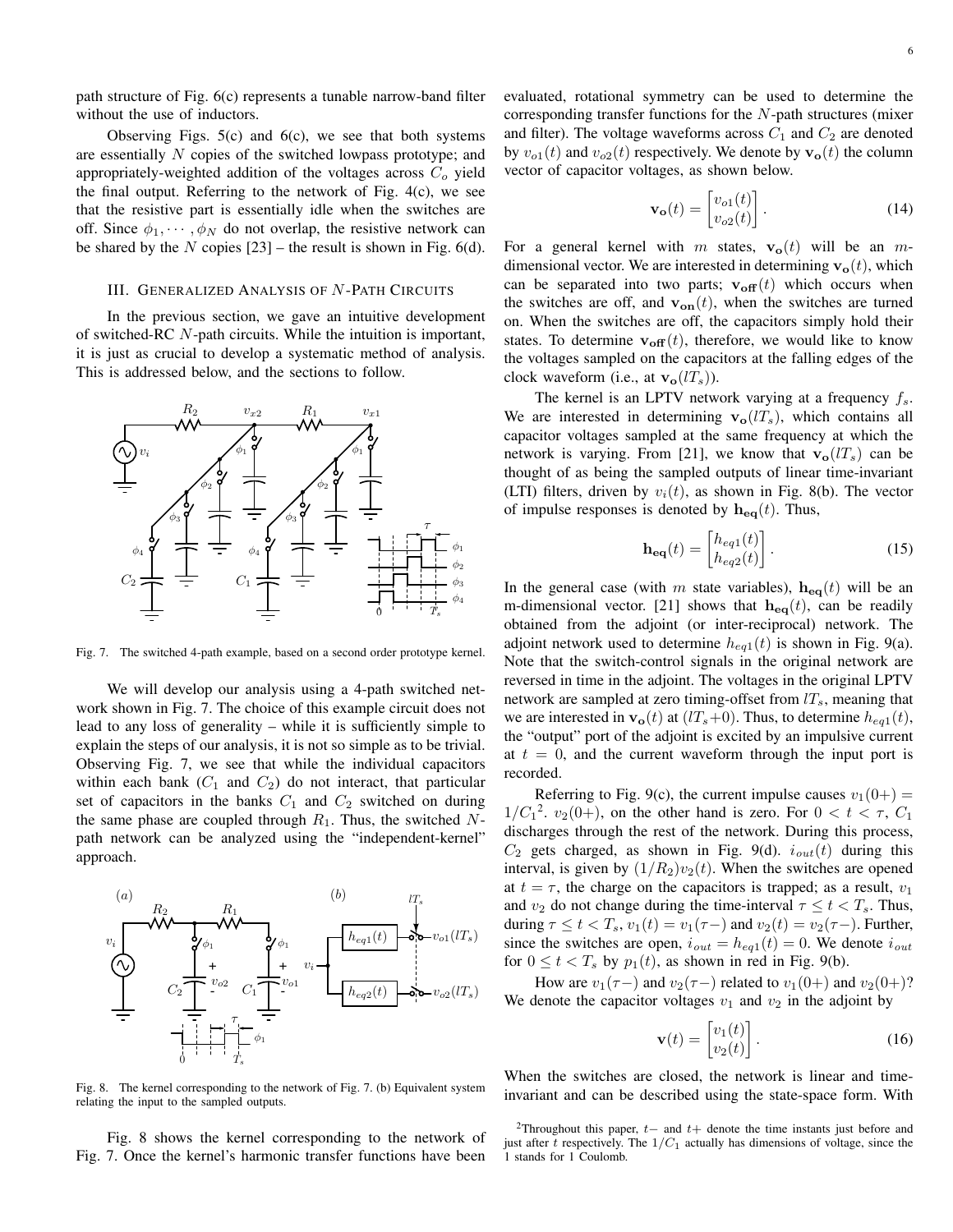path structure of Fig. 6(c) represents a tunable narrow-band filter without the use of inductors.

Observing Figs. 5(c) and 6(c), we see that both systems are essentially $N$ copies of the switched lowpass prototype; and appropriately-weighted addition of the voltages across $C_o$ yield the final output. Referring to the network of Fig. 4(c), we see that the resistive part is essentially idle when the switches are off. Since $\phi_1, \cdots, \phi_N$ do not overlap, the resistive network can be shared by the $N$ copies [23] – the result is shown in Fig. 6(d).

## III. Generalized Analysis of $N$-Path Circuits

In the previous section, we gave an intuitive development of switched-RC $N$-path circuits. While the intuition is important, it is just as crucial to develop a systematic method of analysis. This is addressed below, and the sections to follow.

Fig. 7. The switched 4-path example, based on a second order prototype kernel.

We will develop our analysis using a 4-path switched network shown in Fig. 7. The choice of this example circuit does not lead to any loss of generality – while it is sufficiently simple to explain the steps of our analysis, it is not so simple as to be trivial. Observing Fig. 7, we see that while the individual capacitors within each bank ($C_1$ and $C_2$) do not interact, that particular set of capacitors in the banks $C_1$ and $C_2$ switched on during the same phase are coupled through $R_1$. Thus, the switched $N$-path network can be analyzed using the "independent-kernel" approach.

Fig. 8. The kernel corresponding to the network of Fig. 7. (b) Equivalent system relating the input to the sampled outputs.

Fig. 8 shows the kernel corresponding to the network of Fig. 7. Once the kernel's harmonic transfer functions have been evaluated, rotational symmetry can be used to determine the corresponding transfer functions for the $N$-path structures (mixer and filter). The voltage waveforms across $C_1$ and $C_2$ are denoted by $v_{o1}(t)$ and $v_{o2}(t)$ respectively. We denote by $\mathbf{v_o}(t)$ the column vector of capacitor voltages, as shown below.

$$\mathbf{v_o}(t) = \begin{bmatrix} v_{o1}(t) \\ v_{o2}(t) \end{bmatrix}. \tag{14}$$

For a general kernel with $m$ states, $\mathbf{v_o}(t)$ will be an $m$-dimensional vector. We are interested in determining $\mathbf{v_o}(t)$, which can be separated into two parts; $\mathbf{v_{off}}(t)$ which occurs when the switches are off, and $\mathbf{v_{on}}(t)$, when the switches are turned on. When the switches are off, the capacitors simply hold their states. To determine $\mathbf{v_{off}}(t)$, therefore, we would like to know the voltages sampled on the capacitors at the falling edges of the clock waveform (i.e., at $\mathbf{v_o}(lT_s)$).

The kernel is an LPTV network varying at a frequency $f_s$. We are interested in determining $\mathbf{v_o}(lT_s)$, which contains all capacitor voltages sampled at the same frequency at which the network is varying. From [21], we know that $\mathbf{v_o}(lT_s)$ can be thought of as being the sampled outputs of linear time-invariant (LTI) filters, driven by $v_i(t)$, as shown in Fig. 8(b). The vector of impulse responses is denoted by $\mathbf{h_{eq}}(t)$. Thus,

$$\mathbf{h_{eq}}(t) = \begin{bmatrix} h_{eq1}(t) \\ h_{eq2}(t) \end{bmatrix}. \tag{15}$$

In the general case (with $m$ state variables), $\mathbf{h_{eq}}(t)$ will be an m-dimensional vector. [21] shows that $\mathbf{h_{eq}}(t)$, can be readily obtained from the adjoint (or inter-reciprocal) network. The adjoint network used to determine $h_{eq1}(t)$ is shown in Fig. 9(a). Note that the switch-control signals in the original network are reversed in time in the adjoint. The voltages in the original LPTV network are sampled at zero timing-offset from $lT_s$, meaning that we are interested in $\mathbf{v_o}(t)$ at $(lT_s{+}0)$. Thus, to determine $h_{eq1}(t)$, the "output" port of the adjoint is excited by an impulsive current at $t = 0$, and the current waveform through the input port is recorded.

Referring to Fig. 9(c), the current impulse causes $v_1(0+) = 1/C_1$[2]. $v_2(0+)$, on the other hand is zero. For $0 < t < \tau$, $C_1$ discharges through the rest of the network. During this process, $C_2$ gets charged, as shown in Fig. 9(d). $i_{out}(t)$ during this interval, is given by $(1/R_2)v_2(t)$. When the switches are opened at $t = \tau$, the charge on the capacitors is trapped; as a result, $v_1$ and $v_2$ do not change during the time-interval $\tau \le t < T_s$. Thus, during $\tau \le t < T_s$, $v_1(t) = v_1(\tau-)$ and $v_2(t) = v_2(\tau-)$. Further, since the switches are open, $i_{out} = h_{eq1}(t) = 0$. We denote $i_{out}$ for $0 \le t < T_s$ by $p_1(t)$, as shown in red in Fig. 9(b).

How are $v_1(\tau-)$ and $v_2(\tau-)$ related to $v_1(0+)$ and $v_2(0+)$? We denote the capacitor voltages $v_1$ and $v_2$ in the adjoint by

$$\mathbf{v}(t) = \begin{bmatrix} v_1(t) \\ v_2(t) \end{bmatrix}. \tag{16}$$

When the switches are closed, the network is linear and time-invariant and can be described using the state-space form. With

[2]Throughout this paper, $t-$ and $t+$ denote the time instants just before and just after $t$ respectively. The $1/C_1$ actually has dimensions of voltage, since the 1 stands for 1 Coulomb.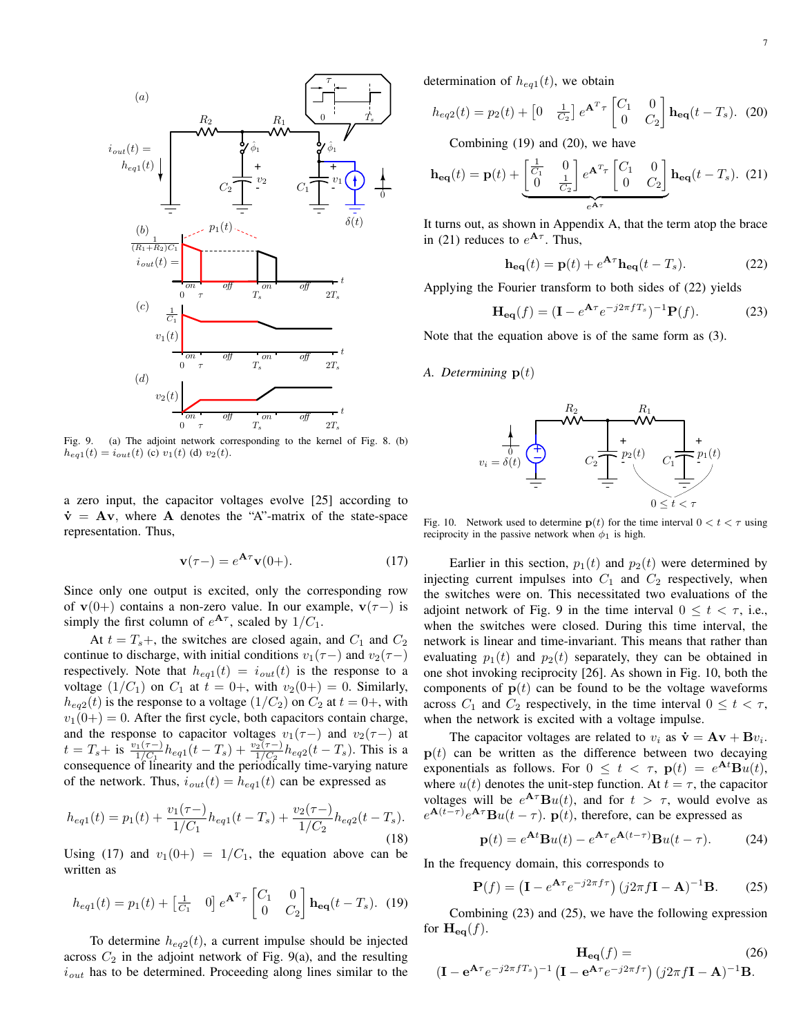Fig. 9. (a) The adjoint network corresponding to the kernel of Fig. 8. (b) $h_{eq1}(t) = i_{out}(t)$ (c) $v_1(t)$ (d) $v_2(t)$.

a zero input, the capacitor voltages evolve [25] according to $\dot{\mathbf{v}} = \mathbf{A}\mathbf{v}$, where $\mathbf{A}$ denotes the "A"-matrix of the state-space representation. Thus,

$$\mathbf{v}(\tau-) = e^{\mathbf{A}\tau}\mathbf{v}(0+). \tag{17}$$

Since only one output is excited, only the corresponding row of $\mathbf{v}(0+)$ contains a non-zero value. In our example, $\mathbf{v}(\tau-)$ is simply the first column of $e^{\mathbf{A}\tau}$, scaled by $1/C_1$.

At $t = T_s+$, the switches are closed again, and $C_1$ and $C_2$ continue to discharge, with initial conditions $v_1(\tau-)$ and $v_2(\tau-)$ respectively. Note that $h_{eq1}(t) = i_{out}(t)$ is the response to a voltage $(1/C_1)$ on $C_1$ at $t = 0+$, with $v_2(0+) = 0$. Similarly, $h_{eq2}(t)$ is the response to a voltage $(1/C_2)$ on $C_2$ at $t = 0+$, with $v_1(0+) = 0$. After the first cycle, both capacitors contain charge, and the response to capacitor voltages $v_1(\tau-)$ and $v_2(\tau-)$ at $t = T_s+$ is $\frac{v_1(\tau-)}{1/C_1}h_{eq1}(t-T_s) + \frac{v_2(\tau-)}{1/C_2}h_{eq2}(t-T_s)$. This is a consequence of linearity and the periodically time-varying nature of the network. Thus, $i_{out}(t) = h_{eq1}(t)$ can be expressed as

$$h_{eq1}(t) = p_1(t) + \frac{v_1(\tau-)}{1/C_1}h_{eq1}(t-T_s) + \frac{v_2(\tau-)}{1/C_2}h_{eq2}(t-T_s). \tag{18}$$

Using (17) and $v_1(0+) = 1/C_1$, the equation above can be written as

$$h_{eq1}(t) = p_1(t) + \begin{bmatrix}\frac{1}{C_1} & 0\end{bmatrix} e^{\mathbf{A}^T\tau} \begin{bmatrix} C_1 & 0 \\ 0 & C_2 \end{bmatrix} \mathbf{h_{eq}}(t-T_s). \tag{19}$$

To determine $h_{eq2}(t)$, a current impulse should be injected across $C_2$ in the adjoint network of Fig. 9(a), and the resulting $i_{out}$ has to be determined. Proceeding along lines similar to the determination of $h_{eq1}(t)$, we obtain

$$h_{eq2}(t) = p_2(t) + \begin{bmatrix}0 & \frac{1}{C_2}\end{bmatrix} e^{\mathbf{A}^T\tau} \begin{bmatrix} C_1 & 0 \\ 0 & C_2 \end{bmatrix} \mathbf{h_{eq}}(t-T_s). \tag{20}$$

Combining (19) and (20), we have

$$\mathbf{h_{eq}}(t) = \mathbf{p}(t) + \underbrace{\begin{bmatrix}\frac{1}{C_1} & 0 \\ 0 & \frac{1}{C_2}\end{bmatrix} e^{\mathbf{A}^T\tau} \begin{bmatrix} C_1 & 0 \\ 0 & C_2 \end{bmatrix}}_{e^{\mathbf{A}\tau}} \mathbf{h_{eq}}(t-T_s). \tag{21}$$

It turns out, as shown in Appendix A, that the term atop the brace in (21) reduces to $e^{\mathbf{A}\tau}$. Thus,

$$\mathbf{h_{eq}}(t) = \mathbf{p}(t) + e^{\mathbf{A}\tau}\mathbf{h_{eq}}(t-T_s). \tag{22}$$

Applying the Fourier transform to both sides of (22) yields

$$\mathbf{H_{eq}}(f) = (\mathbf{I} - e^{\mathbf{A}\tau}e^{-j2\pi f T_s})^{-1}\mathbf{P}(f). \tag{23}$$

Note that the equation above is of the same form as (3).

### A. Determining $\mathbf{p}(t)$

Fig. 10. Network used to determine $\mathbf{p}(t)$ for the time interval $0 < t < \tau$ using reciprocity in the passive network when $\hat{\phi}_1$ is high.

Earlier in this section, $p_1(t)$ and $p_2(t)$ were determined by injecting current impulses into $C_1$ and $C_2$ respectively, when the switches were on. This necessitated two evaluations of the adjoint network of Fig. 9 in the time interval $0 \le t < \tau$, i.e., when the switches were closed. During this time interval, the network is linear and time-invariant. This means that rather than evaluating $p_1(t)$ and $p_2(t)$ separately, they can be obtained in one shot invoking reciprocity [26]. As shown in Fig. 10, both the components of $\mathbf{p}(t)$ can be found to be the voltage waveforms across $C_1$ and $C_2$ respectively, in the time interval $0 \le t < \tau$, when the network is excited with a voltage impulse.

The capacitor voltages are related to $v_i$ as $\dot{\mathbf{v}} = \mathbf{A}\mathbf{v} + \mathbf{B}v_i$. $\mathbf{p}(t)$ can be written as the difference between two decaying exponentials as follows. For $0 \le t < \tau$, $\mathbf{p}(t) = e^{\mathbf{A}t}\mathbf{B}u(t)$, where $u(t)$ denotes the unit-step function. At $t = \tau$, the capacitor voltages will be $e^{\mathbf{A}\tau}\mathbf{B}u(t)$, and for $t > \tau$, would evolve as $e^{\mathbf{A}(t-\tau)}e^{\mathbf{A}\tau}\mathbf{B}u(t-\tau)$. $\mathbf{p}(t)$, therefore, can be expressed as

$$\mathbf{p}(t) = e^{\mathbf{A}t}\mathbf{B}u(t) - e^{\mathbf{A}\tau}e^{\mathbf{A}(t-\tau)}\mathbf{B}u(t-\tau). \tag{24}$$

In the frequency domain, this corresponds to

$$\mathbf{P}(f) = \left(\mathbf{I} - e^{\mathbf{A}\tau}e^{-j2\pi f\tau}\right)(j2\pi f\mathbf{I} - \mathbf{A})^{-1}\mathbf{B}. \tag{25}$$

Combining (23) and (25), we have the following expression for $\mathbf{H_{eq}}(f)$.

$$\mathbf{H_{eq}}(f) = \tag{26}$$
$$(\mathbf{I} - \mathbf{e}^{\mathbf{A}\tau}e^{-j2\pi f T_s})^{-1}\left(\mathbf{I} - \mathbf{e}^{\mathbf{A}\tau}e^{-j2\pi f\tau}\right)(j2\pi f\mathbf{I} - \mathbf{A})^{-1}\mathbf{B}.$$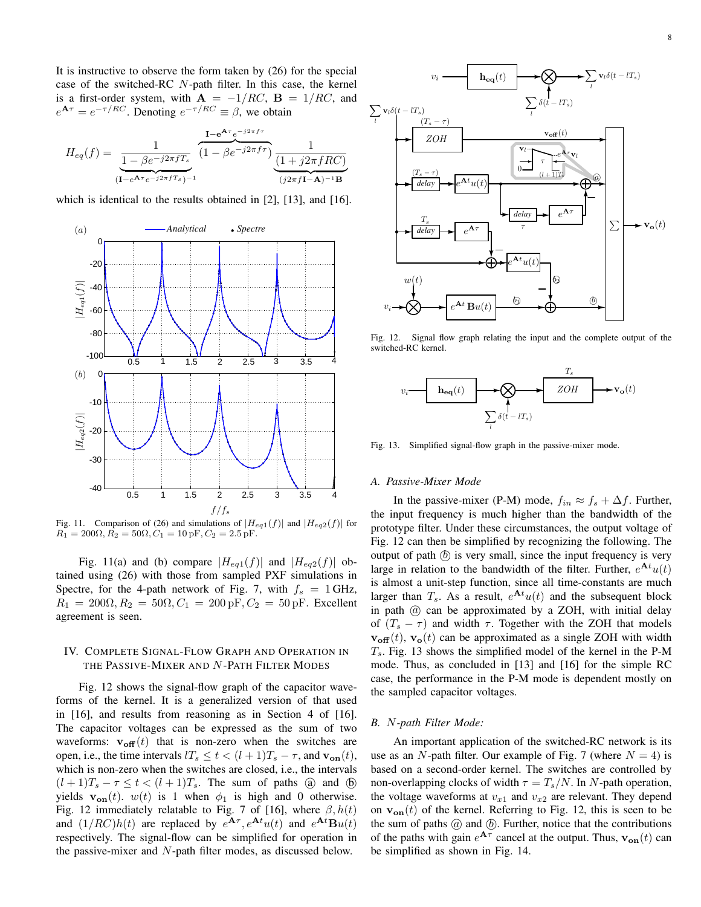It is instructive to observe the form taken by (26) for the special case of the switched-RC $N$-path filter. In this case, the kernel is a first-order system, with $\mathbf{A} = -1/RC$, $\mathbf{B} = 1/RC$, and $e^{\mathbf{A}\tau} = e^{-\tau/RC}$. Denoting $e^{-\tau/RC} \equiv \beta$, we obtain

$$H_{eq}(f) = \underbrace{\frac{1}{1-\beta e^{-j2\pi fT_s}}}_{(\mathbf{I}-e^{\mathbf{A}\tau}e^{-j2\pi fT_s})^{-1}} \overbrace{(1-\beta e^{-j2\pi f\tau})}^{\mathbf{I}-\mathbf{e}^{\mathbf{A}\tau}e^{-j2\pi f\tau}} \underbrace{\frac{1}{(1+j2\pi fRC)}}_{(j2\pi f\mathbf{I}-\mathbf{A})^{-1}\mathbf{B}}$$

which is identical to the results obtained in [2], [13], and [16].

Fig. 11. Comparison of (26) and simulations of $|H_{eq1}(f)|$ and $|H_{eq2}(f)|$ for $R_1 = 200\Omega, R_2 = 50\Omega, C_1 = 10\,\text{pF}, C_2 = 2.5\,\text{pF}$.

Fig. 11(a) and (b) compare $|H_{eq1}(f)|$ and $|H_{eq2}(f)|$ obtained using (26) with those from sampled PXF simulations in Spectre, for the 4-path network of Fig. 7, with $f_s = 1\,\text{GHz}$, $R_1 = 200\Omega, R_2 = 50\Omega, C_1 = 200\,\text{pF}, C_2 = 50\,\text{pF}$. Excellent agreement is seen.

## IV. Complete Signal-Flow Graph and Operation in the Passive-Mixer and $N$-Path Filter Modes

Fig. 12 shows the signal-flow graph of the capacitor waveforms of the kernel. It is a generalized version of that used in [16], and results from reasoning as in Section 4 of [16]. The capacitor voltages can be expressed as the sum of two waveforms: $\mathbf{v_{off}}(t)$ that is non-zero when the switches are open, i.e., the time intervals $lT_s \le t < (l+1)T_s - \tau$, and $\mathbf{v_{on}}(t)$, which is non-zero when the switches are closed, i.e., the intervals $(l+1)T_s - \tau \le t < (l+1)T_s$. The sum of paths ⓐ and ⓑ yields $\mathbf{v_{on}}(t)$. $w(t)$ is 1 when $\phi_1$ is high and 0 otherwise. Fig. 12 immediately relatable to Fig. 7 of [16], where $\beta, h(t)$ and $(1/RC)h(t)$ are replaced by $e^{\mathbf{A}\tau}, e^{\mathbf{A}t}u(t)$ and $e^{\mathbf{A}t}\mathbf{B}u(t)$ respectively. The signal-flow can be simplified for operation in the passive-mixer and $N$-path filter modes, as discussed below.

Fig. 12. Signal flow graph relating the input and the complete output of the switched-RC kernel.

Fig. 13. Simplified signal-flow graph in the passive-mixer mode.

### A. Passive-Mixer Mode

In the passive-mixer (P-M) mode, $f_{in} \approx f_s + \Delta f$. Further, the input frequency is much higher than the bandwidth of the prototype filter. Under these circumstances, the output voltage of Fig. 12 can then be simplified by recognizing the following. The output of path ⓑ is very small, since the input frequency is very large in relation to the bandwidth of the filter. Further, $e^{\mathbf{A}t}u(t)$ is almost a unit-step function, since all time-constants are much larger than $T_s$. As a result, $e^{\mathbf{A}t}u(t)$ and the subsequent block in path ⓐ can be approximated by a ZOH, with initial delay of $(T_s - \tau)$ and width $\tau$. Together with the ZOH that models $\mathbf{v_{off}}(t)$, $\mathbf{v_o}(t)$ can be approximated as a single ZOH with width $T_s$. Fig. 13 shows the simplified model of the kernel in the P-M mode. Thus, as concluded in [13] and [16] for the simple RC case, the performance in the P-M mode is dependent mostly on the sampled capacitor voltages.

### B. $N$-path Filter Mode:

An important application of the switched-RC network is its use as an $N$-path filter. Our example of Fig. 7 (where $N = 4$) is based on a second-order kernel. The switches are controlled by non-overlapping clocks of width $\tau = T_s/N$. In $N$-path operation, the voltage waveforms at $v_{x1}$ and $v_{x2}$ are relevant. They depend on $\mathbf{v_{on}}(t)$ of the kernel. Referring to Fig. 12, this is seen to be the sum of paths ⓐ and ⓑ. Further, notice that the contributions of the paths with gain $e^{\mathbf{A}\tau}$ cancel at the output. Thus, $\mathbf{v_{on}}(t)$ can be simplified as shown in Fig. 14.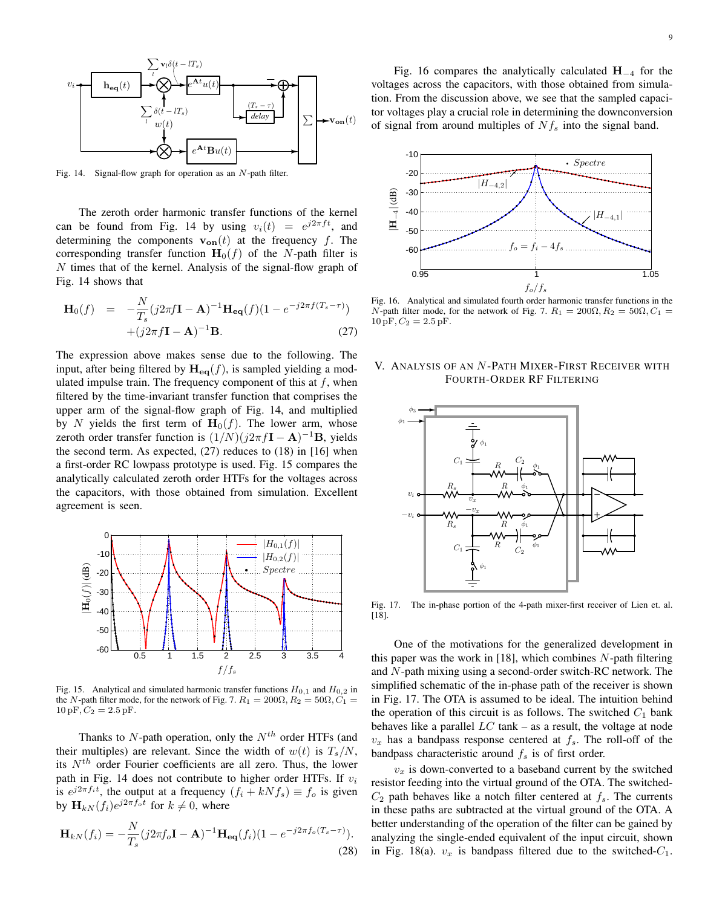Fig. 14. Signal-flow graph for operation as an $N$-path filter.

The zeroth order harmonic transfer functions of the kernel can be found from Fig. 14 by using $v_i(t) = e^{j2\pi ft}$, and determining the components $\mathbf{v_{on}}(t)$ at the frequency $f$. The corresponding transfer function $\mathbf{H}_0(f)$ of the $N$-path filter is $N$ times that of the kernel. Analysis of the signal-flow graph of Fig. 14 shows that

$$\mathbf{H}_0(f) = -\frac{N}{T_s}(j2\pi f\mathbf{I} - \mathbf{A})^{-1}\mathbf{H_{eq}}(f)(1 - e^{-j2\pi f(T_s-\tau)}) + (j2\pi f\mathbf{I} - \mathbf{A})^{-1}\mathbf{B}. \quad (27)$$

The expression above makes sense due to the following. The input, after being filtered by $\mathbf{H_{eq}}(f)$, is sampled yielding a modulated impulse train. The frequency component of this at $f$, when filtered by the time-invariant transfer function that comprises the upper arm of the signal-flow graph of Fig. 14, and multiplied by $N$ yields the first term of $\mathbf{H}_0(f)$. The lower arm, whose zeroth order transfer function is $(1/N)(j2\pi f\mathbf{I} - \mathbf{A})^{-1}\mathbf{B}$, yields the second term. As expected, (27) reduces to (18) in [16] when a first-order RC lowpass prototype is used. Fig. 15 compares the analytically calculated zeroth order HTFs for the voltages across the capacitors, with those obtained from simulation. Excellent agreement is seen.

Fig. 15. Analytical and simulated harmonic transfer functions $H_{0,1}$ and $H_{0,2}$ in the $N$-path filter mode, for the network of Fig. 7. $R_1 = 200\Omega, R_2 = 50\Omega, C_1 = 10\,\text{pF}, C_2 = 2.5\,\text{pF}$.

Thanks to $N$-path operation, only the $N^{th}$ order HTFs (and their multiples) are relevant. Since the width of $w(t)$ is $T_s/N$, its $N^{th}$ order Fourier coefficients are all zero. Thus, the lower path in Fig. 14 does not contribute to higher order HTFs. If $v_i$ is $e^{j2\pi f_i t}$, the output at a frequency $(f_i + kNf_s) \equiv f_o$ is given by $\mathbf{H}_{kN}(f_i)e^{j2\pi f_o t}$ for $k \neq 0$, where

$$\mathbf{H}_{kN}(f_i) = -\frac{N}{T_s}(j2\pi f_o\mathbf{I} - \mathbf{A})^{-1}\mathbf{H_{eq}}(f_i)(1 - e^{-j2\pi f_o(T_s-\tau)}). \quad (28)$$

Fig. 16 compares the analytically calculated $\mathbf{H}_{-4}$ for the voltages across the capacitors, with those obtained from simulation. From the discussion above, we see that the sampled capacitor voltages play a crucial role in determining the downconversion of signal from around multiples of $Nf_s$ into the signal band.

Fig. 16. Analytical and simulated fourth order harmonic transfer functions in the $N$-path filter mode, for the network of Fig. 7. $R_1 = 200\Omega, R_2 = 50\Omega, C_1 = 10\,\text{pF}, C_2 = 2.5\,\text{pF}$.

## V. Analysis of an $N$-Path Mixer-First Receiver with Fourth-Order RF Filtering

Fig. 17. The in-phase portion of the 4-path mixer-first receiver of Lien et. al. [18].

One of the motivations for the generalized development in this paper was the work in [18], which combines $N$-path filtering and $N$-path mixing using a second-order switch-RC network. The simplified schematic of the in-phase path of the receiver is shown in Fig. 17. The OTA is assumed to be ideal. The intuition behind the operation of this circuit is as follows. The switched $C_1$ bank behaves like a parallel $LC$ tank – as a result, the voltage at node $v_x$ has a bandpass response centered at $f_s$. The roll-off of the bandpass characteristic around $f_s$ is of first order.

$v_x$ is down-converted to a baseband current by the switched resistor feeding into the virtual ground of the OTA. The switched-$C_2$ path behaves like a notch filter centered at $f_s$. The currents in these paths are subtracted at the virtual ground of the OTA. A better understanding of the operation of the filter can be gained by analyzing the single-ended equivalent of the input circuit, shown in Fig. 18(a). $v_x$ is bandpass filtered due to the switched-$C_1$.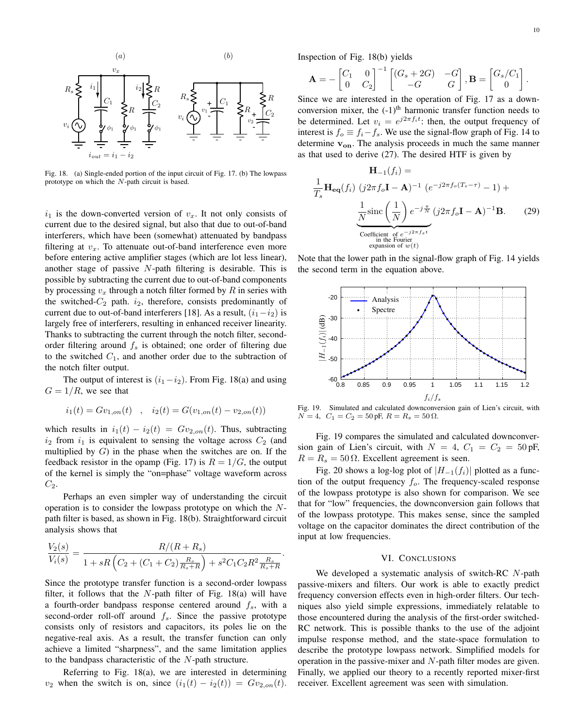Fig. 18. (a) Single-ended portion of the input circuit of Fig. 17. (b) The lowpass prototype on which the $N$-path circuit is based.

$i_1$ is the down-converted version of $v_x$. It not only consists of current due to the desired signal, but also that due to out-of-band interferers, which have been (somewhat) attenuated by bandpass filtering at $v_x$. To attenuate out-of-band interference even more before entering active amplifier stages (which are lot less linear), another stage of passive $N$-path filtering is desirable. This is possible by subtracting the current due to out-of-band components by processing $v_x$ through a notch filter formed by $R$ in series with the switched-$C_2$ path. $i_2$, therefore, consists predominantly of current due to out-of-band interferers [18]. As a result, $(i_1-i_2)$ is largely free of interferers, resulting in enhanced receiver linearity. Thanks to subtracting the current through the notch filter, second-order filtering around $f_s$ is obtained; one order of filtering due to the switched $C_1$, and another order due to the subtraction of the notch filter output.

The output of interest is $(i_1-i_2)$. From Fig. 18(a) and using $G=1/R$, we see that

$$i_1(t) = Gv_{1,on}(t) \quad , \quad i_2(t) = G(v_{1,on}(t) - v_{2,on}(t))$$

which results in $i_1(t) - i_2(t) = Gv_{2,on}(t)$. Thus, subtracting $i_2$ from $i_1$ is equivalent to sensing the voltage across $C_2$ (and multiplied by $G$) in the phase when the switches are on. If the feedback resistor in the opamp (Fig. 17) is $R = 1/G$, the output of the kernel is simply the "on=phase" voltage waveform across $C_2$.

Perhaps an even simpler way of understanding the circuit operation is to consider the lowpass prototype on which the $N$-path filter is based, as shown in Fig. 18(b). Straightforward circuit analysis shows that

$$\frac{V_2(s)}{V_i(s)} = \frac{R/(R+R_s)}{1 + sR\left(C_2 + (C_1+C_2)\frac{R_s}{R_s+R}\right) + s^2C_1C_2R^2\frac{R_s}{R_s+R}}.$$

Since the prototype transfer function is a second-order lowpass filter, it follows that the $N$-path filter of Fig. 18(a) will have a fourth-order bandpass response centered around $f_s$, with a second-order roll-off around $f_s$. Since the passive prototype consists only of resistors and capacitors, its poles lie on the negative-real axis. As a result, the transfer function can only achieve a limited "sharpness", and the same limitation applies to the bandpass characteristic of the $N$-path structure.

Referring to Fig. 18(a), we are interested in determining $v_2$ when the switch is on, since $(i_1(t) - i_2(t)) = Gv_{2,on}(t)$. Inspection of Fig. 18(b) yields

$$\mathbf{A} = -\begin{bmatrix} C_1 & 0 \\ 0 & C_2 \end{bmatrix}^{-1} \begin{bmatrix} (G_s+2G) & -G \\ -G & G \end{bmatrix}, \mathbf{B} = \begin{bmatrix} G_s/C_1 \\ 0 \end{bmatrix}.$$

Since we are interested in the operation of Fig. 17 as a down-conversion mixer, the (-1)$^{\text{th}}$ harmonic transfer function needs to be determined. Let $v_i = e^{j2\pi f_i t}$: then, the output frequency of interest is $f_o \equiv f_i - f_s$. We use the signal-flow graph of Fig. 14 to determine $\mathbf{v_{on}}$. The analysis proceeds in much the same manner as that used to derive (27). The desired HTF is given by

$$\begin{aligned} &\mathbf{H}_{-1}(f_i) = \\ &\frac{1}{T_s}\mathbf{H_{eq}}(f_i)\ (j2\pi f_o\mathbf{I} - \mathbf{A})^{-1}\ (e^{-j2\pi f_o(T_s-\tau)} - 1) + \\ &\underbrace{\frac{1}{N}\text{sinc}\left(\frac{1}{N}\right)e^{-j\frac{\pi}{N}}}_{\substack{\text{Coefficient of } e^{-j2\pi f_s t} \\ \text{in the Fourier} \\ \text{expansion of } w(t)}}(j2\pi f_o\mathbf{I} - \mathbf{A})^{-1}\mathbf{B}. \qquad (29) \end{aligned}$$

Note that the lower path in the signal-flow graph of Fig. 14 yields the second term in the equation above.

Fig. 19. Simulated and calculated downconversion gain of Lien's circuit, with $N=4$, $C_1 = C_2 = 50\,\text{pF}$, $R = R_s = 50\,\Omega$.

Fig. 19 compares the simulated and calculated downconversion gain of Lien's circuit, with $N = 4$, $C_1 = C_2 = 50\,\text{pF}$, $R = R_s = 50\,\Omega$. Excellent agreement is seen.

Fig. 20 shows a log-log plot of $|H_{-1}(f_i)|$ plotted as a function of the output frequency $f_o$. The frequency-scaled response of the lowpass prototype is also shown for comparison. We see that for "low" frequencies, the downconversion gain follows that of the lowpass prototype. This makes sense, since the sampled voltage on the capacitor dominates the direct contribution of the input at low frequencies.

## VI. Conclusions

We developed a systematic analysis of switch-RC $N$-path passive-mixers and filters. Our work is able to exactly predict frequency conversion effects even in high-order filters. Our techniques also yield simple expressions, immediately relatable to those encountered during the analysis of the first-order switched-RC network. This is possible thanks to the use of the adjoint impulse response method, and the state-space formulation to describe the prototype lowpass network. Simplified models for operation in the passive-mixer and $N$-path filter modes are given. Finally, we applied our theory to a recently reported mixer-first receiver. Excellent agreement was seen with simulation.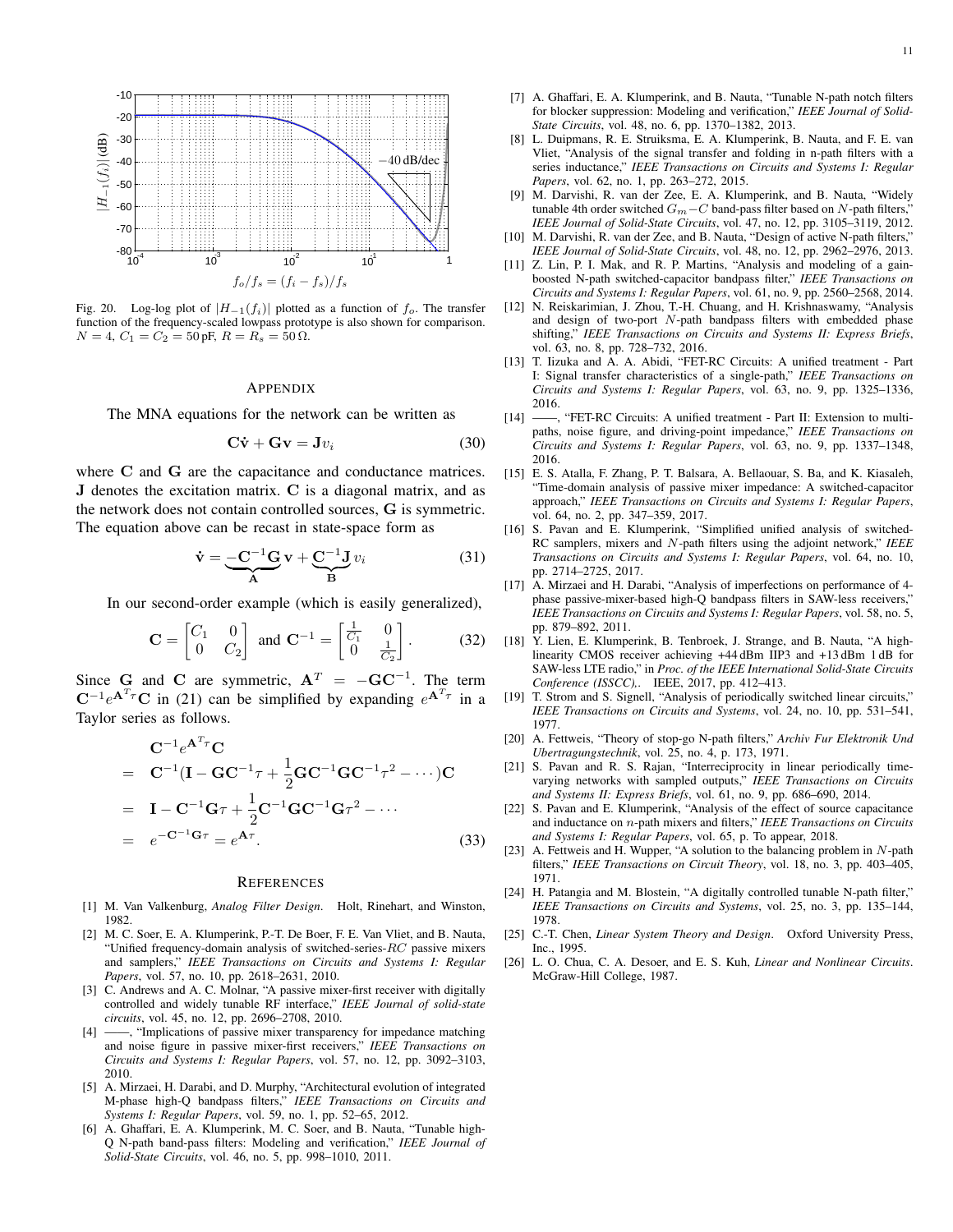Fig. 20. Log-log plot of $|H_{-1}(f_i)|$ plotted as a function of $f_o$. The transfer function of the frequency-scaled lowpass prototype is also shown for comparison. $N = 4$, $C_1 = C_2 = 50\,\text{pF}$, $R = R_s = 50\,\Omega$.

## APPENDIX

The MNA equations for the network can be written as

$$\mathbf{C}\dot{\mathbf{v}} + \mathbf{G}\mathbf{v} = \mathbf{J}v_i \tag{30}$$

where $\mathbf{C}$ and $\mathbf{G}$ are the capacitance and conductance matrices. $\mathbf{J}$ denotes the excitation matrix. $\mathbf{C}$ is a diagonal matrix, and as the network does not contain controlled sources, $\mathbf{G}$ is symmetric. The equation above can be recast in state-space form as

$$\dot{\mathbf{v}} = \underbrace{-\mathbf{C}^{-1}\mathbf{G}}_{\mathbf{A}}\,\mathbf{v} + \underbrace{\mathbf{C}^{-1}\mathbf{J}}_{\mathbf{B}}\,v_i \tag{31}$$

In our second-order example (which is easily generalized),

$$\mathbf{C} = \begin{bmatrix} C_1 & 0 \\ 0 & C_2 \end{bmatrix} \text{ and } \mathbf{C}^{-1} = \begin{bmatrix} \frac{1}{C_1} & 0 \\ 0 & \frac{1}{C_2} \end{bmatrix}. \tag{32}$$

Since $\mathbf{G}$ and $\mathbf{C}$ are symmetric, $\mathbf{A}^T = -\mathbf{G}\mathbf{C}^{-1}$. The term $\mathbf{C}^{-1}e^{\mathbf{A}^T\tau}\mathbf{C}$ in (21) can be simplified by expanding $e^{\mathbf{A}^T\tau}$ in a Taylor series as follows.

$$\begin{aligned}
& \mathbf{C}^{-1}e^{\mathbf{A}^T\tau}\mathbf{C} \\
= \;& \mathbf{C}^{-1}(\mathbf{I} - \mathbf{G}\mathbf{C}^{-1}\tau + \frac{1}{2}\mathbf{G}\mathbf{C}^{-1}\mathbf{G}\mathbf{C}^{-1}\tau^2 - \cdots)\mathbf{C} \\
= \;& \mathbf{I} - \mathbf{C}^{-1}\mathbf{G}\tau + \frac{1}{2}\mathbf{C}^{-1}\mathbf{G}\mathbf{C}^{-1}\mathbf{G}\tau^2 - \cdots \\
= \;& e^{-\mathbf{C}^{-1}\mathbf{G}\tau} = e^{\mathbf{A}\tau}.
\end{aligned} \tag{33}$$

## REFERENCES

[1] M. Van Valkenburg, *Analog Filter Design*. Holt, Rinehart, and Winston, 1982.

[2] M. C. Soer, E. A. Klumperink, P.-T. De Boer, F. E. Van Vliet, and B. Nauta, "Unified frequency-domain analysis of switched-series-$RC$ passive mixers and samplers," *IEEE Transactions on Circuits and Systems I: Regular Papers*, vol. 57, no. 10, pp. 2618–2631, 2010.

[3] C. Andrews and A. C. Molnar, "A passive mixer-first receiver with digitally controlled and widely tunable RF interface," *IEEE Journal of solid-state circuits*, vol. 45, no. 12, pp. 2696–2708, 2010.

[4] ——, "Implications of passive mixer transparency for impedance matching and noise figure in passive mixer-first receivers," *IEEE Transactions on Circuits and Systems I: Regular Papers*, vol. 57, no. 12, pp. 3092–3103, 2010.

[5] A. Mirzaei, H. Darabi, and D. Murphy, "Architectural evolution of integrated M-phase high-Q bandpass filters," *IEEE Transactions on Circuits and Systems I: Regular Papers*, vol. 59, no. 1, pp. 52–65, 2012.

[6] A. Ghaffari, E. A. Klumperink, M. C. Soer, and B. Nauta, "Tunable high-Q N-path band-pass filters: Modeling and verification," *IEEE Journal of Solid-State Circuits*, vol. 46, no. 5, pp. 998–1010, 2011.

[7] A. Ghaffari, E. A. Klumperink, and B. Nauta, "Tunable N-path notch filters for blocker suppression: Modeling and verification," *IEEE Journal of Solid-State Circuits*, vol. 48, no. 6, pp. 1370–1382, 2013.

[8] L. Duipmans, R. E. Struiksma, E. A. Klumperink, B. Nauta, and F. E. van Vliet, "Analysis of the signal transfer and folding in n-path filters with a series inductance," *IEEE Transactions on Circuits and Systems I: Regular Papers*, vol. 62, no. 1, pp. 263–272, 2015.

[9] M. Darvishi, R. van der Zee, E. A. Klumperink, and B. Nauta, "Widely tunable 4th order switched $G_m$$-$$C$ band-pass filter based on $N$-path filters," *IEEE Journal of Solid-State Circuits*, vol. 47, no. 12, pp. 3105–3119, 2012.

[10] M. Darvishi, R. van der Zee, and B. Nauta, "Design of active N-path filters," *IEEE Journal of Solid-State Circuits*, vol. 48, no. 12, pp. 2962–2976, 2013.

[11] Z. Lin, P. I. Mak, and R. P. Martins, "Analysis and modeling of a gain-boosted N-path switched-capacitor bandpass filter," *IEEE Transactions on Circuits and Systems I: Regular Papers*, vol. 61, no. 9, pp. 2560–2568, 2014.

[12] N. Reiskarimian, J. Zhou, T.-H. Chuang, and H. Krishnaswamy, "Analysis and design of two-port $N$-path bandpass filters with embedded phase shifting," *IEEE Transactions on Circuits and Systems II: Express Briefs*, vol. 63, no. 8, pp. 728–732, 2016.

[13] T. Iizuka and A. A. Abidi, "FET-RC Circuits: A unified treatment - Part I: Signal transfer characteristics of a single-path," *IEEE Transactions on Circuits and Systems I: Regular Papers*, vol. 63, no. 9, pp. 1325–1336, 2016.

[14] ——, "FET-RC Circuits: A unified treatment - Part II: Extension to multi-paths, noise figure, and driving-point impedance," *IEEE Transactions on Circuits and Systems I: Regular Papers*, vol. 63, no. 9, pp. 1337–1348, 2016.

[15] E. S. Atalla, F. Zhang, P. T. Balsara, A. Bellaouar, S. Ba, and K. Kiasaleh, "Time-domain analysis of passive mixer impedance: A switched-capacitor approach," *IEEE Transactions on Circuits and Systems I: Regular Papers*, vol. 64, no. 2, pp. 347–359, 2017.

[16] S. Pavan and E. Klumperink, "Simplified unified analysis of switched-RC samplers, mixers and $N$-path filters using the adjoint network," *IEEE Transactions on Circuits and Systems I: Regular Papers*, vol. 64, no. 10, pp. 2714–2725, 2017.

[17] A. Mirzaei and H. Darabi, "Analysis of imperfections on performance of 4-phase passive-mixer-based high-Q bandpass filters in SAW-less receivers," *IEEE Transactions on Circuits and Systems I: Regular Papers*, vol. 58, no. 5, pp. 879–892, 2011.

[18] Y. Lien, E. Klumperink, B. Tenbroek, J. Strange, and B. Nauta, "A high-linearity CMOS receiver achieving +44 dBm IIP3 and +13 dBm 1 dB for SAW-less LTE radio," in *Proc. of the IEEE International Solid-State Circuits Conference (ISSCC),*. IEEE, 2017, pp. 412–413.

[19] T. Strom and S. Signell, "Analysis of periodically switched linear circuits," *IEEE Transactions on Circuits and Systems*, vol. 24, no. 10, pp. 531–541, 1977.

[20] A. Fettweis, "Theory of stop-go N-path filters," *Archiv Fur Elektronik Und Ubertragungstechnik*, vol. 25, no. 4, p. 173, 1971.

[21] S. Pavan and R. S. Rajan, "Interreciprocity in linear periodically time-varying networks with sampled outputs," *IEEE Transactions on Circuits and Systems II: Express Briefs*, vol. 61, no. 9, pp. 686–690, 2014.

[22] S. Pavan and E. Klumperink, "Analysis of the effect of source capacitance and inductance on $n$-path mixers and filters," *IEEE Transactions on Circuits and Systems I: Regular Papers*, vol. 65, p. To appear, 2018.

[23] A. Fettweis and H. Wupper, "A solution to the balancing problem in $N$-path filters," *IEEE Transactions on Circuit Theory*, vol. 18, no. 3, pp. 403–405, 1971.

[24] H. Patangia and M. Blostein, "A digitally controlled tunable N-path filter," *IEEE Transactions on Circuits and Systems*, vol. 25, no. 3, pp. 135–144, 1978.

[25] C.-T. Chen, *Linear System Theory and Design*. Oxford University Press, Inc., 1995.

[26] L. O. Chua, C. A. Desoer, and E. S. Kuh, *Linear and Nonlinear Circuits*. McGraw-Hill College, 1987.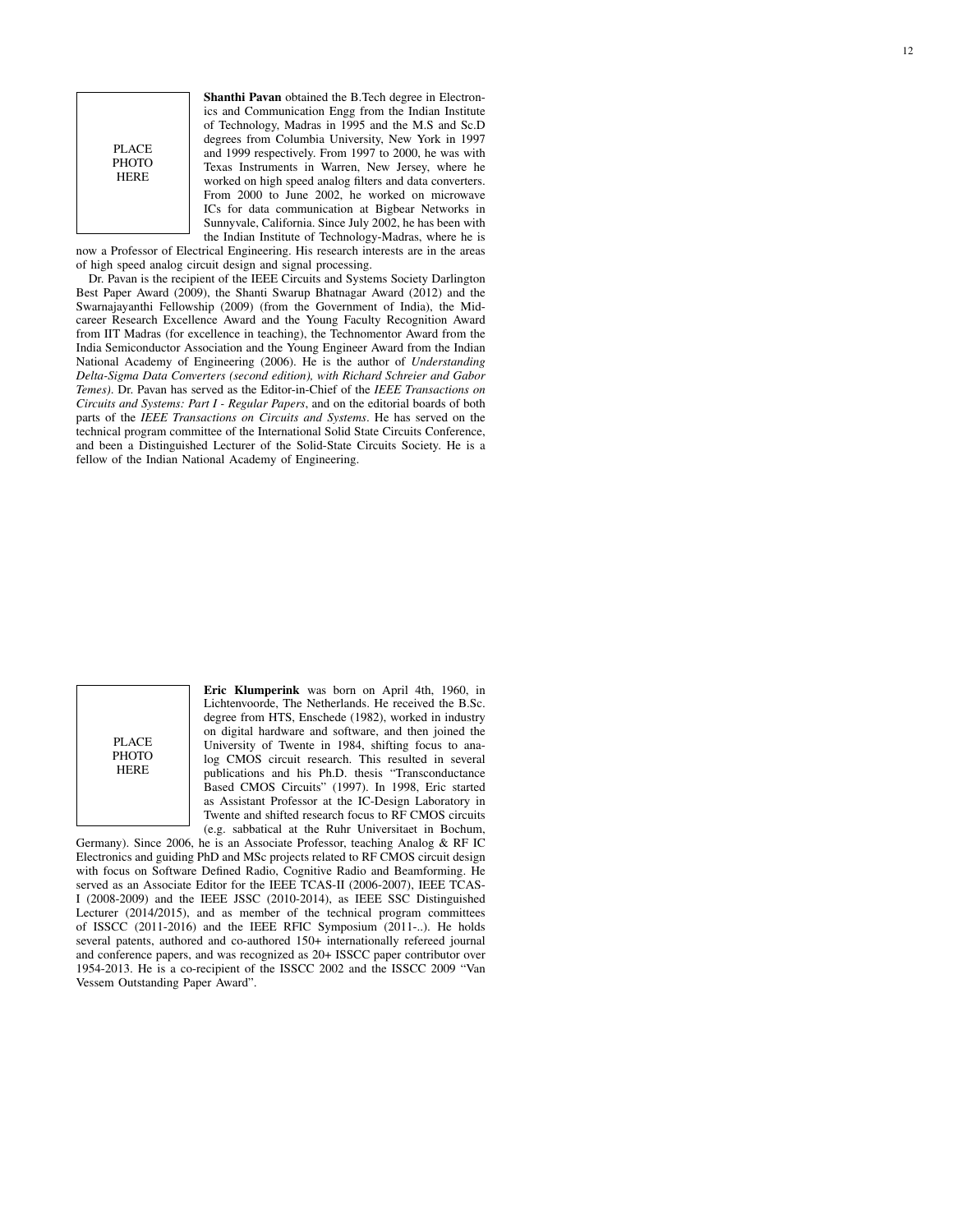PLACE PHOTO HERE

**Shanthi Pavan** obtained the B.Tech degree in Electronics and Communication Engg from the Indian Institute of Technology, Madras in 1995 and the M.S and Sc.D degrees from Columbia University, New York in 1997 and 1999 respectively. From 1997 to 2000, he was with Texas Instruments in Warren, New Jersey, where he worked on high speed analog filters and data converters. From 2000 to June 2002, he worked on microwave ICs for data communication at Bigbear Networks in Sunnyvale, California. Since July 2002, he has been with the Indian Institute of Technology-Madras, where he is now a Professor of Electrical Engineering. His research interests are in the areas of high speed analog circuit design and signal processing.

Dr. Pavan is the recipient of the IEEE Circuits and Systems Society Darlington Best Paper Award (2009), the Shanti Swarup Bhatnagar Award (2012) and the Swarnajayanthi Fellowship (2009) (from the Government of India), the Mid-career Research Excellence Award and the Young Faculty Recognition Award from IIT Madras (for excellence in teaching), the Technomentor Award from the India Semiconductor Association and the Young Engineer Award from the Indian National Academy of Engineering (2006). He is the author of *Understanding Delta-Sigma Data Converters (second edition), with Richard Schreier and Gabor Temes)*. Dr. Pavan has served as the Editor-in-Chief of the *IEEE Transactions on Circuits and Systems: Part I - Regular Papers*, and on the editorial boards of both parts of the *IEEE Transactions on Circuits and Systems*. He has served on the technical program committee of the International Solid State Circuits Conference, and been a Distinguished Lecturer of the Solid-State Circuits Society. He is a fellow of the Indian National Academy of Engineering.

PLACE PHOTO HERE

**Eric Klumperink** was born on April 4th, 1960, in Lichtenvoorde, The Netherlands. He received the B.Sc. degree from HTS, Enschede (1982), worked in industry on digital hardware and software, and then joined the University of Twente in 1984, shifting focus to analog CMOS circuit research. This resulted in several publications and his Ph.D. thesis "Transconductance Based CMOS Circuits" (1997). In 1998, Eric started as Assistant Professor at the IC-Design Laboratory in Twente and shifted research focus to RF CMOS circuits (e.g. sabbatical at the Ruhr Universitaet in Bochum, Germany). Since 2006, he is an Associate Professor, teaching Analog & RF IC Electronics and guiding PhD and MSc projects related to RF CMOS circuit design with focus on Software Defined Radio, Cognitive Radio and Beamforming. He served as an Associate Editor for the IEEE TCAS-II (2006-2007), IEEE TCAS-I (2008-2009) and the IEEE JSSC (2010-2014), as IEEE SSC Distinguished Lecturer (2014/2015), and as member of the technical program committees of ISSCC (2011-2016) and the IEEE RFIC Symposium (2011-..). He holds several patents, authored and co-authored 150+ internationally refereed journal and conference papers, and was recognized as 20+ ISSCC paper contributor over 1954-2013. He is a co-recipient of the ISSCC 2002 and the ISSCC 2009 "Van Vessem Outstanding Paper Award".